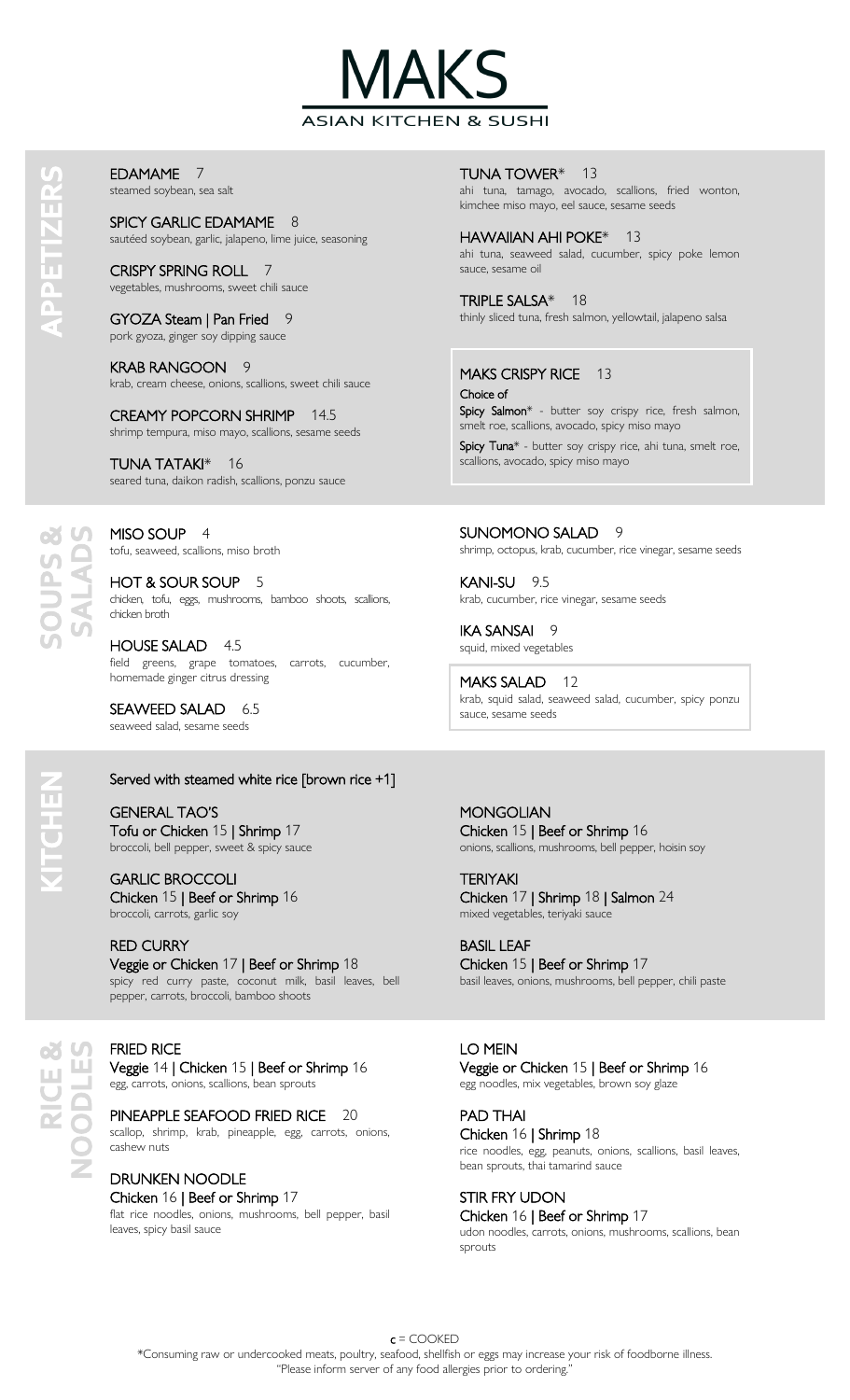# MAKS

ASIAN KITCHEN & SUSHI

## APPETIZERS

**EDAMAME** 7
steamed soybean, sea salt

**SPICY GARLIC EDAMAME** 8
sautéed soybean, garlic, jalapeno, lime juice, seasoning

**CRISPY SPRING ROLL** 7
vegetables, mushrooms, sweet chili sauce

**GYOZA Steam | Pan Fried** 9
pork gyoza, ginger soy dipping sauce

**KRAB RANGOON** 9
krab, cream cheese, onions, scallions, sweet chili sauce

**CREAMY POPCORN SHRIMP** 14.5
shrimp tempura, miso mayo, scallions, sesame seeds

**TUNA TATAKI*** 16
seared tuna, daikon radish, scallions, ponzu sauce

**TUNA TOWER*** 13
ahi tuna, tamago, avocado, scallions, fried wonton, kimchee miso mayo, eel sauce, sesame seeds

**HAWAIIAN AHI POKE*** 13
ahi tuna, seaweed salad, cucumber, spicy poke lemon sauce, sesame oil

**TRIPLE SALSA*** 18
thinly sliced tuna, fresh salmon, yellowtail, jalapeno salsa

**MAKS CRISPY RICE** 13
Choice of
Spicy Salmon* - butter soy crispy rice, fresh salmon, smelt roe, scallions, avocado, spicy miso mayo
Spicy Tuna* - butter soy crispy rice, ahi tuna, smelt roe, scallions, avocado, spicy miso mayo

## SOUPS & SALADS

**MISO SOUP** 4
tofu, seaweed, scallions, miso broth

**HOT & SOUR SOUP** 5
chicken, tofu, eggs, mushrooms, bamboo shoots, scallions, chicken broth

**HOUSE SALAD** 4.5
field greens, grape tomatoes, carrots, cucumber, homemade ginger citrus dressing

**SEAWEED SALAD** 6.5
seaweed salad, sesame seeds

**SUNOMONO SALAD** 9
shrimp, octopus, krab, cucumber, rice vinegar, sesame seeds

**KANI-SU** 9.5
krab, cucumber, rice vinegar, sesame seeds

**IKA SANSAI** 9
squid, mixed vegetables

**MAKS SALAD** 12
krab, squid salad, seaweed salad, cucumber, spicy ponzu sauce, sesame seeds

## KITCHEN

Served with steamed white rice [brown rice +1]

**GENERAL TAO'S**
Tofu or Chicken 15 | Shrimp 17
broccoli, bell pepper, sweet & spicy sauce

**GARLIC BROCCOLI**
Chicken 15 | Beef or Shrimp 16
broccoli, carrots, garlic soy

**RED CURRY**
Veggie or Chicken 17 | Beef or Shrimp 18
spicy red curry paste, coconut milk, basil leaves, bell pepper, carrots, broccoli, bamboo shoots

**MONGOLIAN**
Chicken 15 | Beef or Shrimp 16
onions, scallions, mushrooms, bell pepper, hoisin soy

**TERIYAKI**
Chicken 17 | Shrimp 18 | Salmon 24
mixed vegetables, teriyaki sauce

**BASIL LEAF**
Chicken 15 | Beef or Shrimp 17
basil leaves, onions, mushrooms, bell pepper, chili paste

## RICE & NOODLES

**FRIED RICE**
Veggie 14 | Chicken 15 | Beef or Shrimp 16
egg, carrots, onions, scallions, bean sprouts

**PINEAPPLE SEAFOOD FRIED RICE** 20
scallop, shrimp, krab, pineapple, egg, carrots, onions, cashew nuts

**DRUNKEN NOODLE**
Chicken 16 | Beef or Shrimp 17
flat rice noodles, onions, mushrooms, bell pepper, basil leaves, spicy basil sauce

**LO MEIN**
Veggie or Chicken 15 | Beef or Shrimp 16
egg noodles, mix vegetables, brown soy glaze

**PAD THAI**
Chicken 16 | Shrimp 18
rice noodles, egg, peanuts, onions, scallions, basil leaves, bean sprouts, thai tamarind sauce

**STIR FRY UDON**
Chicken 16 | Beef or Shrimp 17
udon noodles, carrots, onions, mushrooms, scallions, bean sprouts

c = COOKED

*Consuming raw or undercooked meats, poultry, seafood, shellfish or eggs may increase your risk of foodborne illness.
"Please inform server of any food allergies prior to ordering."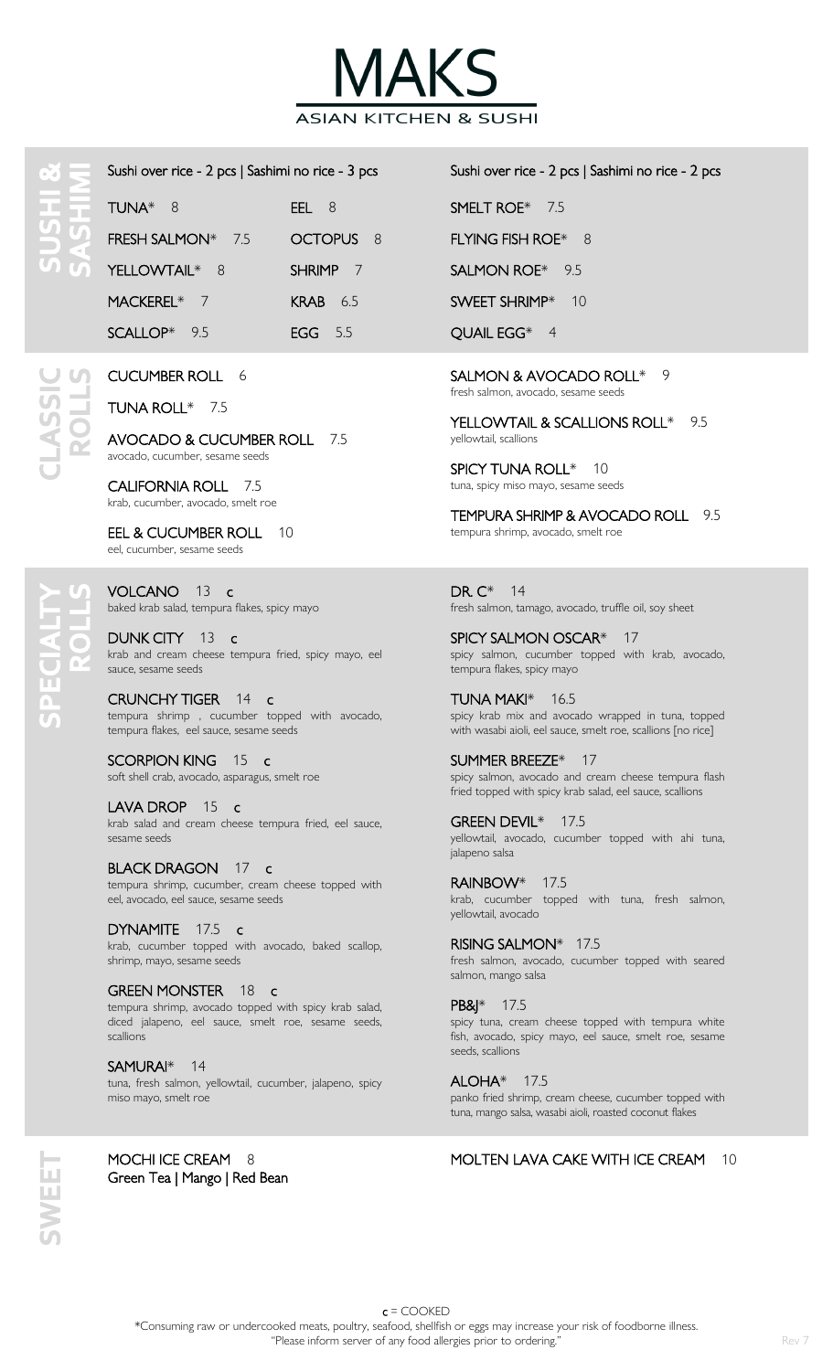# MAKS

ASIAN KITCHEN & SUSHI

## SUSHI & SASHIMI

Sushi over rice - 2 pcs | Sashimi no rice - 3 pcs

- TUNA* 8
- FRESH SALMON* 7.5
- YELLOWTAIL* 8
- MACKEREL* 7
- SCALLOP* 9.5
- EEL 8
- OCTOPUS 8
- SHRIMP 7
- KRAB 6.5
- EGG 5.5

Sushi over rice - 2 pcs | Sashimi no rice - 2 pcs

- SMELT ROE* 7.5
- FLYING FISH ROE* 8
- SALMON ROE* 9.5
- SWEET SHRIMP* 10
- QUAIL EGG* 4

## CLASSIC ROLLS

CUCUMBER ROLL 6

TUNA ROLL* 7.5

AVOCADO & CUCUMBER ROLL 7.5
avocado, cucumber, sesame seeds

CALIFORNIA ROLL 7.5
krab, cucumber, avocado, smelt roe

EEL & CUCUMBER ROLL 10
eel, cucumber, sesame seeds

SALMON & AVOCADO ROLL* 9
fresh salmon, avocado, sesame seeds

YELLOWTAIL & SCALLIONS ROLL* 9.5
yellowtail, scallions

SPICY TUNA ROLL* 10
tuna, spicy miso mayo, sesame seeds

TEMPURA SHRIMP & AVOCADO ROLL 9.5
tempura shrimp, avocado, smelt roe

## SPECIALTY ROLLS

VOLCANO 13 c
baked krab salad, tempura flakes, spicy mayo

DUNK CITY 13 c
krab and cream cheese tempura fried, spicy mayo, eel sauce, sesame seeds

CRUNCHY TIGER 14 c
tempura shrimp , cucumber topped with avocado, tempura flakes, eel sauce, sesame seeds

SCORPION KING 15 c
soft shell crab, avocado, asparagus, smelt roe

LAVA DROP 15 c
krab salad and cream cheese tempura fried, eel sauce, sesame seeds

BLACK DRAGON 17 c
tempura shrimp, cucumber, cream cheese topped with eel, avocado, eel sauce, sesame seeds

DYNAMITE 17.5 c
krab, cucumber topped with avocado, baked scallop, shrimp, mayo, sesame seeds

GREEN MONSTER 18 c
tempura shrimp, avocado topped with spicy krab salad, diced jalapeno, eel sauce, smelt roe, sesame seeds, scallions

SAMURAI* 14
tuna, fresh salmon, yellowtail, cucumber, jalapeno, spicy miso mayo, smelt roe

DR. C* 14
fresh salmon, tamago, avocado, truffle oil, soy sheet

SPICY SALMON OSCAR* 17
spicy salmon, cucumber topped with krab, avocado, tempura flakes, spicy mayo

TUNA MAKI* 16.5
spicy krab mix and avocado wrapped in tuna, topped with wasabi aioli, eel sauce, smelt roe, scallions [no rice]

SUMMER BREEZE* 17
spicy salmon, avocado and cream cheese tempura flash fried topped with spicy krab salad, eel sauce, scallions

GREEN DEVIL* 17.5
yellowtail, avocado, cucumber topped with ahi tuna, jalapeno salsa

RAINBOW* 17.5
krab, cucumber topped with tuna, fresh salmon, yellowtail, avocado

RISING SALMON* 17.5
fresh salmon, avocado, cucumber topped with seared salmon, mango salsa

PB&J* 17.5
spicy tuna, cream cheese topped with tempura white fish, avocado, spicy mayo, eel sauce, smelt roe, sesame seeds, scallions

ALOHA* 17.5
panko fried shrimp, cream cheese, cucumber topped with tuna, mango salsa, wasabi aioli, roasted coconut flakes

## SWEET

MOCHI ICE CREAM 8
Green Tea | Mango | Red Bean

MOLTEN LAVA CAKE WITH ICE CREAM 10

c = COOKED

*Consuming raw or undercooked meats, poultry, seafood, shellfish or eggs may increase your risk of foodborne illness.
"Please inform server of any food allergies prior to ordering."

Rev 7